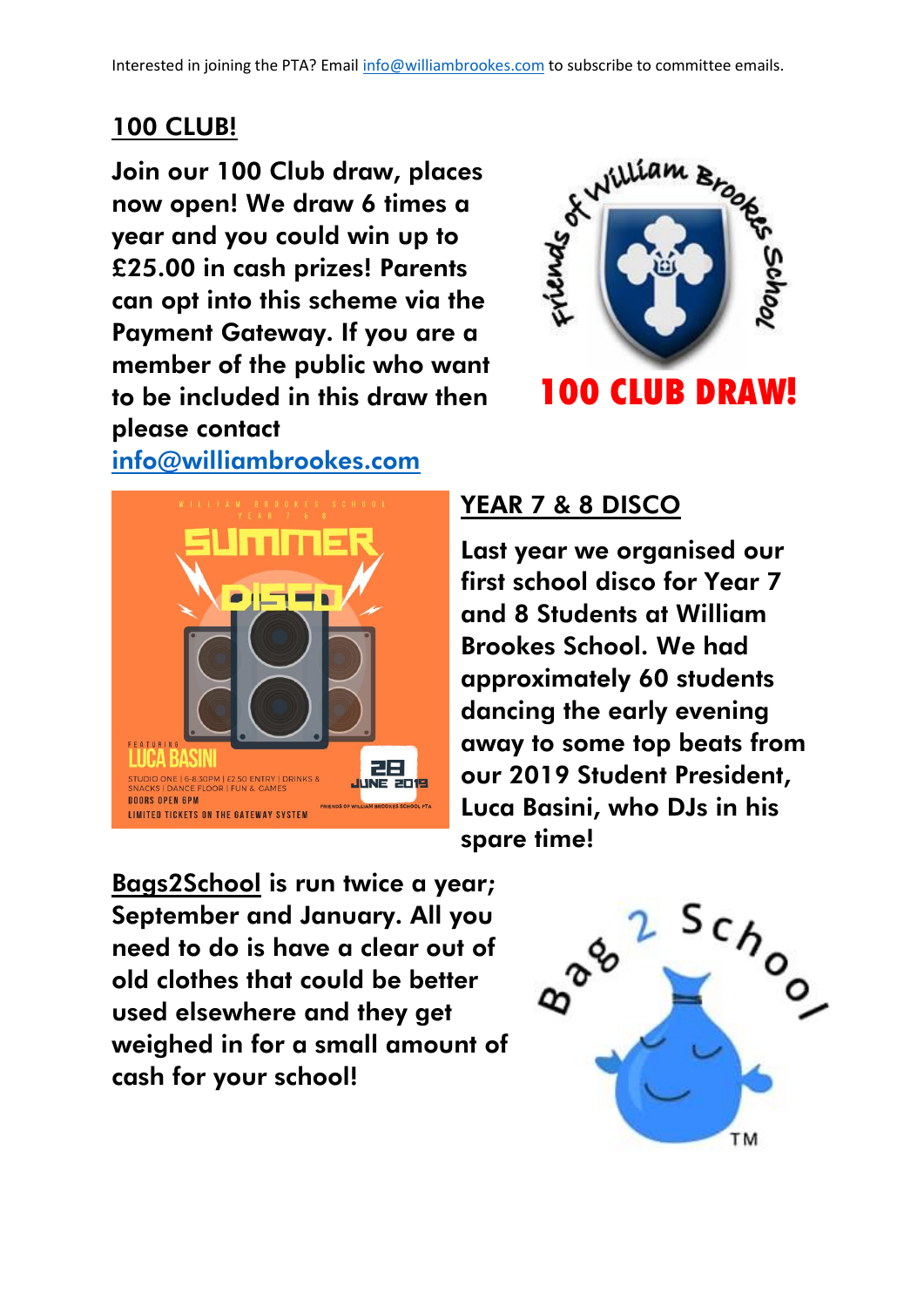Interested in joining the PTA? Email info@williambrookes.com to subscribe to committee emails.

## 100 CLUB!

**Join our 100 Club draw, places now open! We draw 6 times a year and you could win up to £25.00 in cash prizes! Parents can opt into this scheme via the Payment Gateway. If you are a member of the public who want to be included in this draw then please contact info@williambrookes.com**

## YEAR 7 & 8 DISCO

**Last year we organised our first school disco for Year 7 and 8 Students at William Brookes School. We had approximately 60 students dancing the early evening away to some top beats from our 2019 Student President, Luca Basini, who DJs in his spare time!**

**Bags2School is run twice a year; September and January. All you need to do is have a clear out of old clothes that could be better used elsewhere and they get weighed in for a small amount of cash for your school!**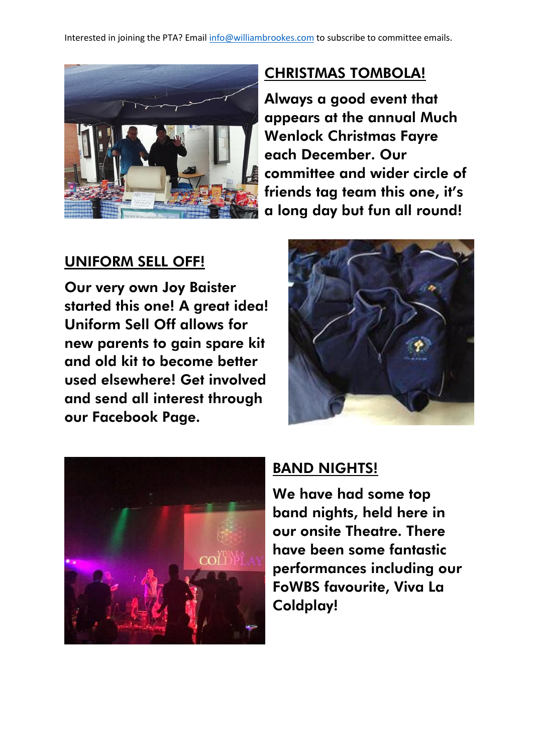Interested in joining the PTA? Email info@williambrookes.com to subscribe to committee emails.

## CHRISTMAS TOMBOLA!

**Always a good event that appears at the annual Much Wenlock Christmas Fayre each December. Our committee and wider circle of friends tag team this one, it's a long day but fun all round!**

## UNIFORM SELL OFF!

**Our very own Joy Baister started this one! A great idea! Uniform Sell Off allows for new parents to gain spare kit and old kit to become better used elsewhere! Get involved and send all interest through our Facebook Page.**

## BAND NIGHTS!

**We have had some top band nights, held here in our onsite Theatre. There have been some fantastic performances including our FoWBS favourite, Viva La Coldplay!**